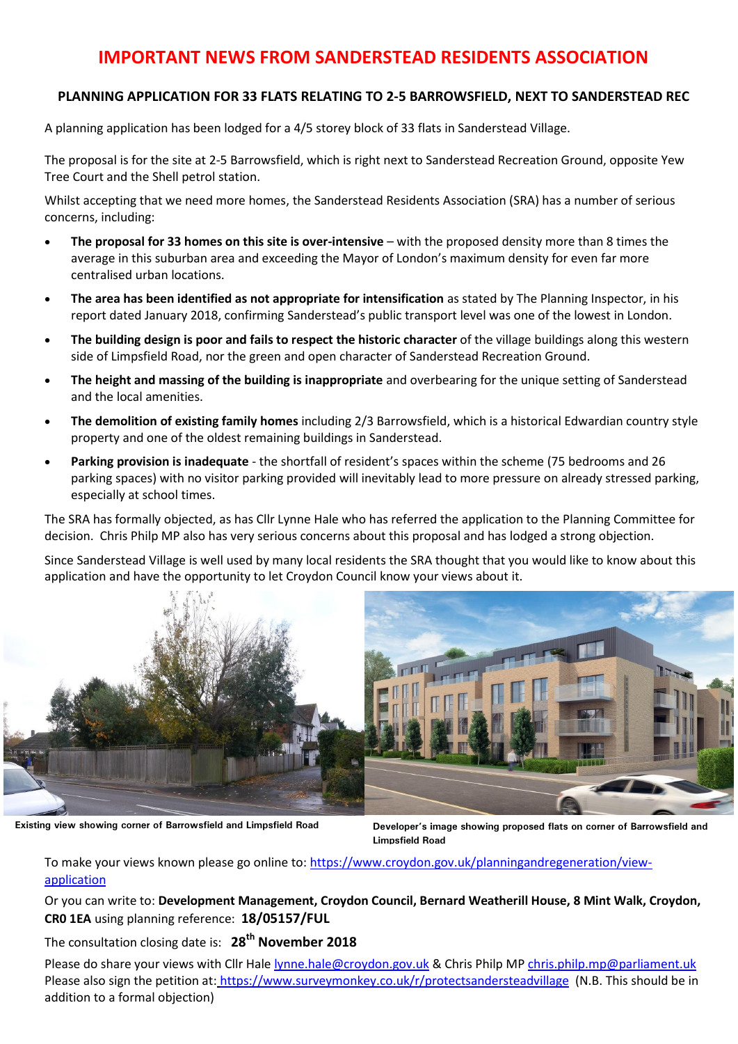# IMPORTANT NEWS FROM SANDERSTEAD RESIDENTS ASSOCIATION

### PLANNING APPLICATION FOR 33 FLATS RELATING TO 2-5 BARROWSFIELD, NEXT TO SANDERSTEAD REC

A planning application has been lodged for a 4/5 storey block of 33 flats in Sanderstead Village.

The proposal is for the site at 2-5 Barrowsfield, which is right next to Sanderstead Recreation Ground, opposite Yew Tree Court and the Shell petrol station.

Whilst accepting that we need more homes, the Sanderstead Residents Association (SRA) has a number of serious concerns, including:

- **The proposal for 33 homes on this site is over-intensive** – with the proposed density more than 8 times the average in this suburban area and exceeding the Mayor of London's maximum density for even far more centralised urban locations.
- **The area has been identified as not appropriate for intensification** as stated by The Planning Inspector, in his report dated January 2018, confirming Sanderstead's public transport level was one of the lowest in London.
- **The building design is poor and fails to respect the historic character** of the village buildings along this western side of Limpsfield Road, nor the green and open character of Sanderstead Recreation Ground.
- **The height and massing of the building is inappropriate** and overbearing for the unique setting of Sanderstead and the local amenities.
- **The demolition of existing family homes** including 2/3 Barrowsfield, which is a historical Edwardian country style property and one of the oldest remaining buildings in Sanderstead.
- **Parking provision is inadequate** - the shortfall of resident's spaces within the scheme (75 bedrooms and 26 parking spaces) with no visitor parking provided will inevitably lead to more pressure on already stressed parking, especially at school times.

The SRA has formally objected, as has Cllr Lynne Hale who has referred the application to the Planning Committee for decision. Chris Philp MP also has very serious concerns about this proposal and has lodged a strong objection.

Since Sanderstead Village is well used by many local residents the SRA thought that you would like to know about this application and have the opportunity to let Croydon Council know your views about it.

**Existing view showing corner of Barrowsfield and Limpsfield Road**

**Developer's image showing proposed flats on corner of Barrowsfield and Limpsfield Road**

To make your views known please go online to: https://www.croydon.gov.uk/planningandregeneration/view-application

Or you can write to: **Development Management, Croydon Council, Bernard Weatherill House, 8 Mint Walk, Croydon, CR0 1EA** using planning reference: **18/05157/FUL**

The consultation closing date is: **28th November 2018**

Please do share your views with Cllr Hale lynne.hale@croydon.gov.uk & Chris Philp MP chris.philp.mp@parliament.uk
Please also sign the petition at: https://www.surveymonkey.co.uk/r/protectsandersteadvillage (N.B. This should be in addition to a formal objection)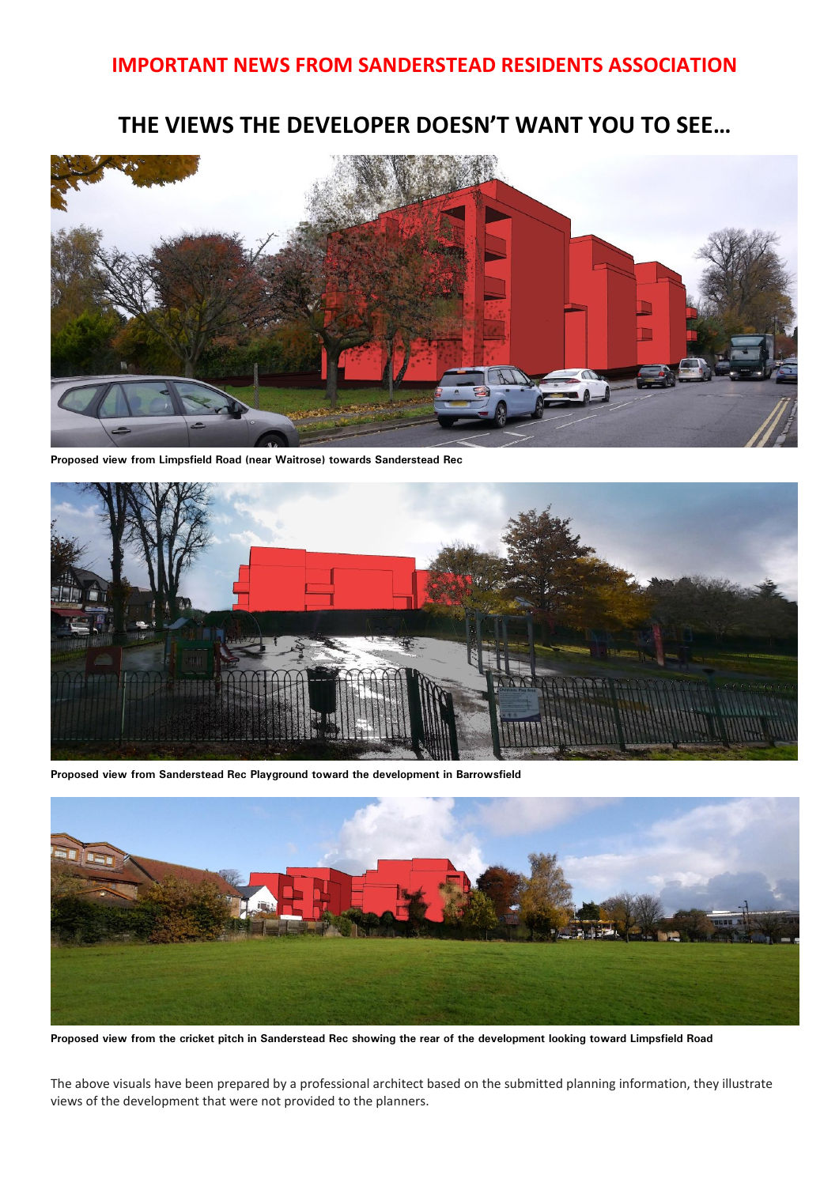## IMPORTANT NEWS FROM SANDERSTEAD RESIDENTS ASSOCIATION

# THE VIEWS THE DEVELOPER DOESN'T WANT YOU TO SEE…

**Proposed view from Limpsfield Road (near Waitrose) towards Sanderstead Rec**

**Proposed view from Sanderstead Rec Playground toward the development in Barrowsfield**

**Proposed view from the cricket pitch in Sanderstead Rec showing the rear of the development looking toward Limpsfield Road**

The above visuals have been prepared by a professional architect based on the submitted planning information, they illustrate views of the development that were not provided to the planners.